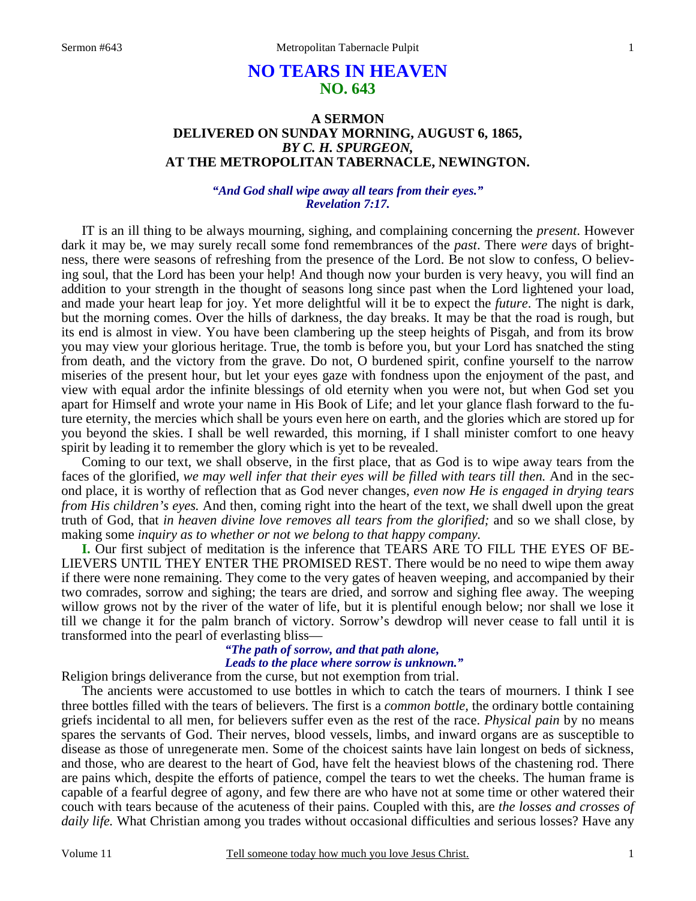# NO TEARS IN HEAVEN
## NO. 643

### A SERMON
### DELIVERED ON SUNDAY MORNING, AUGUST 6, 1865,
### *BY C. H. SPURGEON,*
### AT THE METROPOLITAN TABERNACLE, NEWINGTON.

*"And God shall wipe away all tears from their eyes."*
*Revelation 7:17.*

IT is an ill thing to be always mourning, sighing, and complaining concerning the *present*. However dark it may be, we may surely recall some fond remembrances of the *past*. There *were* days of brightness, there were seasons of refreshing from the presence of the Lord. Be not slow to confess, O believing soul, that the Lord has been your help! And though now your burden is very heavy, you will find an addition to your strength in the thought of seasons long since past when the Lord lightened your load, and made your heart leap for joy. Yet more delightful will it be to expect the *future*. The night is dark, but the morning comes. Over the hills of darkness, the day breaks. It may be that the road is rough, but its end is almost in view. You have been clambering up the steep heights of Pisgah, and from its brow you may view your glorious heritage. True, the tomb is before you, but your Lord has snatched the sting from death, and the victory from the grave. Do not, O burdened spirit, confine yourself to the narrow miseries of the present hour, but let your eyes gaze with fondness upon the enjoyment of the past, and view with equal ardor the infinite blessings of old eternity when you were not, but when God set you apart for Himself and wrote your name in His Book of Life; and let your glance flash forward to the future eternity, the mercies which shall be yours even here on earth, and the glories which are stored up for you beyond the skies. I shall be well rewarded, this morning, if I shall minister comfort to one heavy spirit by leading it to remember the glory which is yet to be revealed.

Coming to our text, we shall observe, in the first place, that as God is to wipe away tears from the faces of the glorified, *we may well infer that their eyes will be filled with tears till then.* And in the second place, it is worthy of reflection that as God never changes, *even now He is engaged in drying tears from His children's eyes.* And then, coming right into the heart of the text, we shall dwell upon the great truth of God, that *in heaven divine love removes all tears from the glorified;* and so we shall close, by making some *inquiry as to whether or not we belong to that happy company.*

**I.** Our first subject of meditation is the inference that TEARS ARE TO FILL THE EYES OF BELIEVERS UNTIL THEY ENTER THE PROMISED REST. There would be no need to wipe them away if there were none remaining. They come to the very gates of heaven weeping, and accompanied by their two comrades, sorrow and sighing; the tears are dried, and sorrow and sighing flee away. The weeping willow grows not by the river of the water of life, but it is plentiful enough below; nor shall we lose it till we change it for the palm branch of victory. Sorrow's dewdrop will never cease to fall until it is transformed into the pearl of everlasting bliss—

*"The path of sorrow, and that path alone,*
*Leads to the place where sorrow is unknown."*

Religion brings deliverance from the curse, but not exemption from trial.

The ancients were accustomed to use bottles in which to catch the tears of mourners. I think I see three bottles filled with the tears of believers. The first is a *common bottle,* the ordinary bottle containing griefs incidental to all men, for believers suffer even as the rest of the race. *Physical pain* by no means spares the servants of God. Their nerves, blood vessels, limbs, and inward organs are as susceptible to disease as those of unregenerate men. Some of the choicest saints have lain longest on beds of sickness, and those, who are dearest to the heart of God, have felt the heaviest blows of the chastening rod. There are pains which, despite the efforts of patience, compel the tears to wet the cheeks. The human frame is capable of a fearful degree of agony, and few there are who have not at some time or other watered their couch with tears because of the acuteness of their pains. Coupled with this, are *the losses and crosses of daily life.* What Christian among you trades without occasional difficulties and serious losses? Have any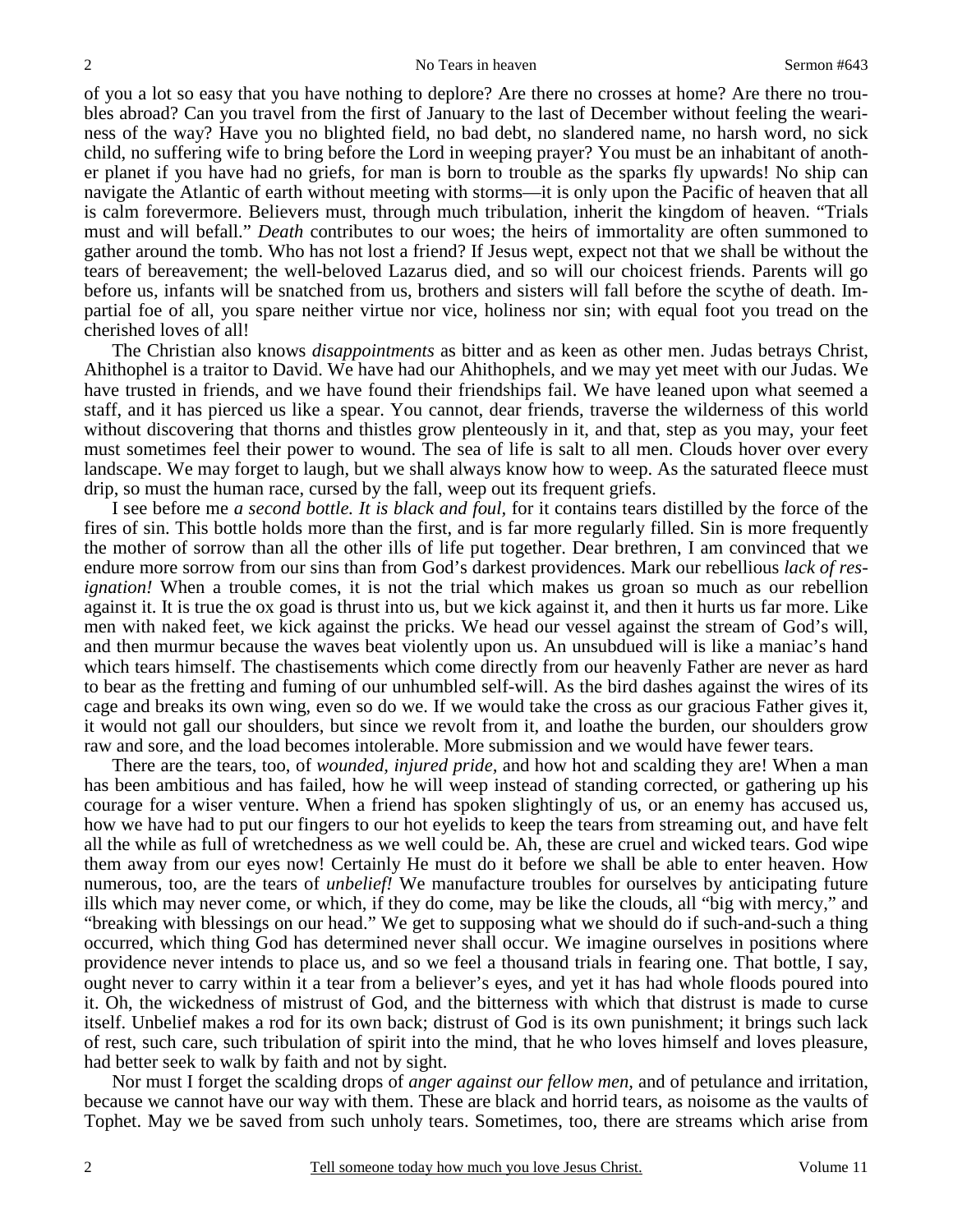of you a lot so easy that you have nothing to deplore? Are there no crosses at home? Are there no troubles abroad? Can you travel from the first of January to the last of December without feeling the weariness of the way? Have you no blighted field, no bad debt, no slandered name, no harsh word, no sick child, no suffering wife to bring before the Lord in weeping prayer? You must be an inhabitant of another planet if you have had no griefs, for man is born to trouble as the sparks fly upwards! No ship can navigate the Atlantic of earth without meeting with storms—it is only upon the Pacific of heaven that all is calm forevermore. Believers must, through much tribulation, inherit the kingdom of heaven. "Trials must and will befall." *Death* contributes to our woes; the heirs of immortality are often summoned to gather around the tomb. Who has not lost a friend? If Jesus wept, expect not that we shall be without the tears of bereavement; the well-beloved Lazarus died, and so will our choicest friends. Parents will go before us, infants will be snatched from us, brothers and sisters will fall before the scythe of death. Impartial foe of all, you spare neither virtue nor vice, holiness nor sin; with equal foot you tread on the cherished loves of all!

The Christian also knows *disappointments* as bitter and as keen as other men. Judas betrays Christ, Ahithophel is a traitor to David. We have had our Ahithophels, and we may yet meet with our Judas. We have trusted in friends, and we have found their friendships fail. We have leaned upon what seemed a staff, and it has pierced us like a spear. You cannot, dear friends, traverse the wilderness of this world without discovering that thorns and thistles grow plenteously in it, and that, step as you may, your feet must sometimes feel their power to wound. The sea of life is salt to all men. Clouds hover over every landscape. We may forget to laugh, but we shall always know how to weep. As the saturated fleece must drip, so must the human race, cursed by the fall, weep out its frequent griefs.

I see before me *a second bottle. It is black and foul,* for it contains tears distilled by the force of the fires of sin. This bottle holds more than the first, and is far more regularly filled. Sin is more frequently the mother of sorrow than all the other ills of life put together. Dear brethren, I am convinced that we endure more sorrow from our sins than from God's darkest providences. Mark our rebellious *lack of resignation!* When a trouble comes, it is not the trial which makes us groan so much as our rebellion against it. It is true the ox goad is thrust into us, but we kick against it, and then it hurts us far more. Like men with naked feet, we kick against the pricks. We head our vessel against the stream of God's will, and then murmur because the waves beat violently upon us. An unsubdued will is like a maniac's hand which tears himself. The chastisements which come directly from our heavenly Father are never as hard to bear as the fretting and fuming of our unhumbled self-will. As the bird dashes against the wires of its cage and breaks its own wing, even so do we. If we would take the cross as our gracious Father gives it, it would not gall our shoulders, but since we revolt from it, and loathe the burden, our shoulders grow raw and sore, and the load becomes intolerable. More submission and we would have fewer tears.

There are the tears, too, of *wounded, injured pride,* and how hot and scalding they are! When a man has been ambitious and has failed, how he will weep instead of standing corrected, or gathering up his courage for a wiser venture. When a friend has spoken slightingly of us, or an enemy has accused us, how we have had to put our fingers to our hot eyelids to keep the tears from streaming out, and have felt all the while as full of wretchedness as we well could be. Ah, these are cruel and wicked tears. God wipe them away from our eyes now! Certainly He must do it before we shall be able to enter heaven. How numerous, too, are the tears of *unbelief!* We manufacture troubles for ourselves by anticipating future ills which may never come, or which, if they do come, may be like the clouds, all "big with mercy," and "breaking with blessings on our head." We get to supposing what we should do if such-and-such a thing occurred, which thing God has determined never shall occur. We imagine ourselves in positions where providence never intends to place us, and so we feel a thousand trials in fearing one. That bottle, I say, ought never to carry within it a tear from a believer's eyes, and yet it has had whole floods poured into it. Oh, the wickedness of mistrust of God, and the bitterness with which that distrust is made to curse itself. Unbelief makes a rod for its own back; distrust of God is its own punishment; it brings such lack of rest, such care, such tribulation of spirit into the mind, that he who loves himself and loves pleasure, had better seek to walk by faith and not by sight.

Nor must I forget the scalding drops of *anger against our fellow men,* and of petulance and irritation, because we cannot have our way with them. These are black and horrid tears, as noisome as the vaults of Tophet. May we be saved from such unholy tears. Sometimes, too, there are streams which arise from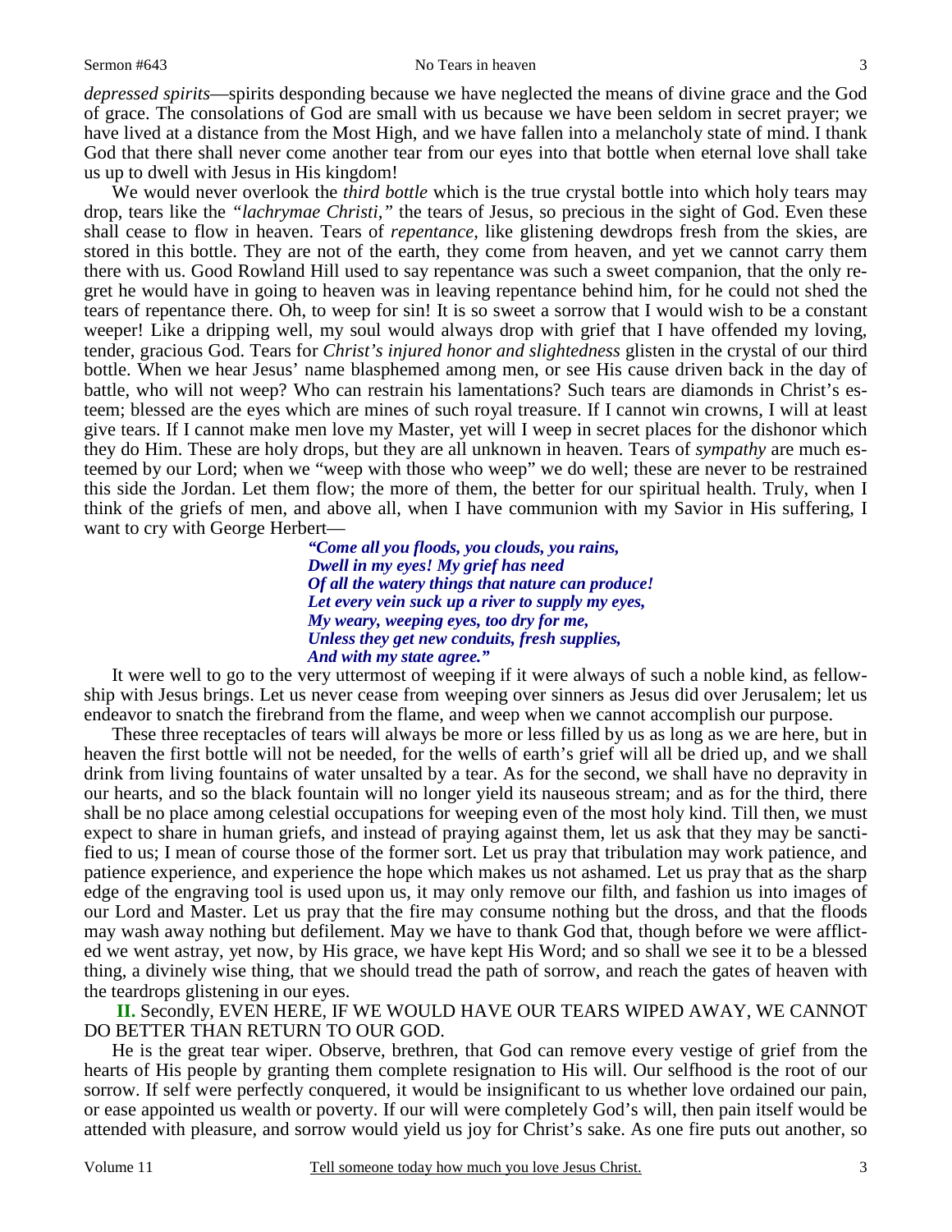*depressed spirits*—spirits desponding because we have neglected the means of divine grace and the God of grace. The consolations of God are small with us because we have been seldom in secret prayer; we have lived at a distance from the Most High, and we have fallen into a melancholy state of mind. I thank God that there shall never come another tear from our eyes into that bottle when eternal love shall take us up to dwell with Jesus in His kingdom!

We would never overlook the *third bottle* which is the true crystal bottle into which holy tears may drop, tears like the *"lachrymae Christi,"* the tears of Jesus, so precious in the sight of God. Even these shall cease to flow in heaven. Tears of *repentance,* like glistening dewdrops fresh from the skies, are stored in this bottle. They are not of the earth, they come from heaven, and yet we cannot carry them there with us. Good Rowland Hill used to say repentance was such a sweet companion, that the only regret he would have in going to heaven was in leaving repentance behind him, for he could not shed the tears of repentance there. Oh, to weep for sin! It is so sweet a sorrow that I would wish to be a constant weeper! Like a dripping well, my soul would always drop with grief that I have offended my loving, tender, gracious God. Tears for *Christ's injured honor and slightedness* glisten in the crystal of our third bottle. When we hear Jesus' name blasphemed among men, or see His cause driven back in the day of battle, who will not weep? Who can restrain his lamentations? Such tears are diamonds in Christ's esteem; blessed are the eyes which are mines of such royal treasure. If I cannot win crowns, I will at least give tears. If I cannot make men love my Master, yet will I weep in secret places for the dishonor which they do Him. These are holy drops, but they are all unknown in heaven. Tears of *sympathy* are much esteemed by our Lord; when we "weep with those who weep" we do well; these are never to be restrained this side the Jordan. Let them flow; the more of them, the better for our spiritual health. Truly, when I think of the griefs of men, and above all, when I have communion with my Savior in His suffering, I want to cry with George Herbert—

> ***"Come all you floods, you clouds, you rains,***
> ***Dwell in my eyes! My grief has need***
> ***Of all the watery things that nature can produce!***
> ***Let every vein suck up a river to supply my eyes,***
> ***My weary, weeping eyes, too dry for me,***
> ***Unless they get new conduits, fresh supplies,***
> ***And with my state agree."***

It were well to go to the very uttermost of weeping if it were always of such a noble kind, as fellowship with Jesus brings. Let us never cease from weeping over sinners as Jesus did over Jerusalem; let us endeavor to snatch the firebrand from the flame, and weep when we cannot accomplish our purpose.

These three receptacles of tears will always be more or less filled by us as long as we are here, but in heaven the first bottle will not be needed, for the wells of earth's grief will all be dried up, and we shall drink from living fountains of water unsalted by a tear. As for the second, we shall have no depravity in our hearts, and so the black fountain will no longer yield its nauseous stream; and as for the third, there shall be no place among celestial occupations for weeping even of the most holy kind. Till then, we must expect to share in human griefs, and instead of praying against them, let us ask that they may be sanctified to us; I mean of course those of the former sort. Let us pray that tribulation may work patience, and patience experience, and experience the hope which makes us not ashamed. Let us pray that as the sharp edge of the engraving tool is used upon us, it may only remove our filth, and fashion us into images of our Lord and Master. Let us pray that the fire may consume nothing but the dross, and that the floods may wash away nothing but defilement. May we have to thank God that, though before we were afflicted we went astray, yet now, by His grace, we have kept His Word; and so shall we see it to be a blessed thing, a divinely wise thing, that we should tread the path of sorrow, and reach the gates of heaven with the teardrops glistening in our eyes.

**II.** Secondly, EVEN HERE, IF WE WOULD HAVE OUR TEARS WIPED AWAY, WE CANNOT DO BETTER THAN RETURN TO OUR GOD.

He is the great tear wiper. Observe, brethren, that God can remove every vestige of grief from the hearts of His people by granting them complete resignation to His will. Our selfhood is the root of our sorrow. If self were perfectly conquered, it would be insignificant to us whether love ordained our pain, or ease appointed us wealth or poverty. If our will were completely God's will, then pain itself would be attended with pleasure, and sorrow would yield us joy for Christ's sake. As one fire puts out another, so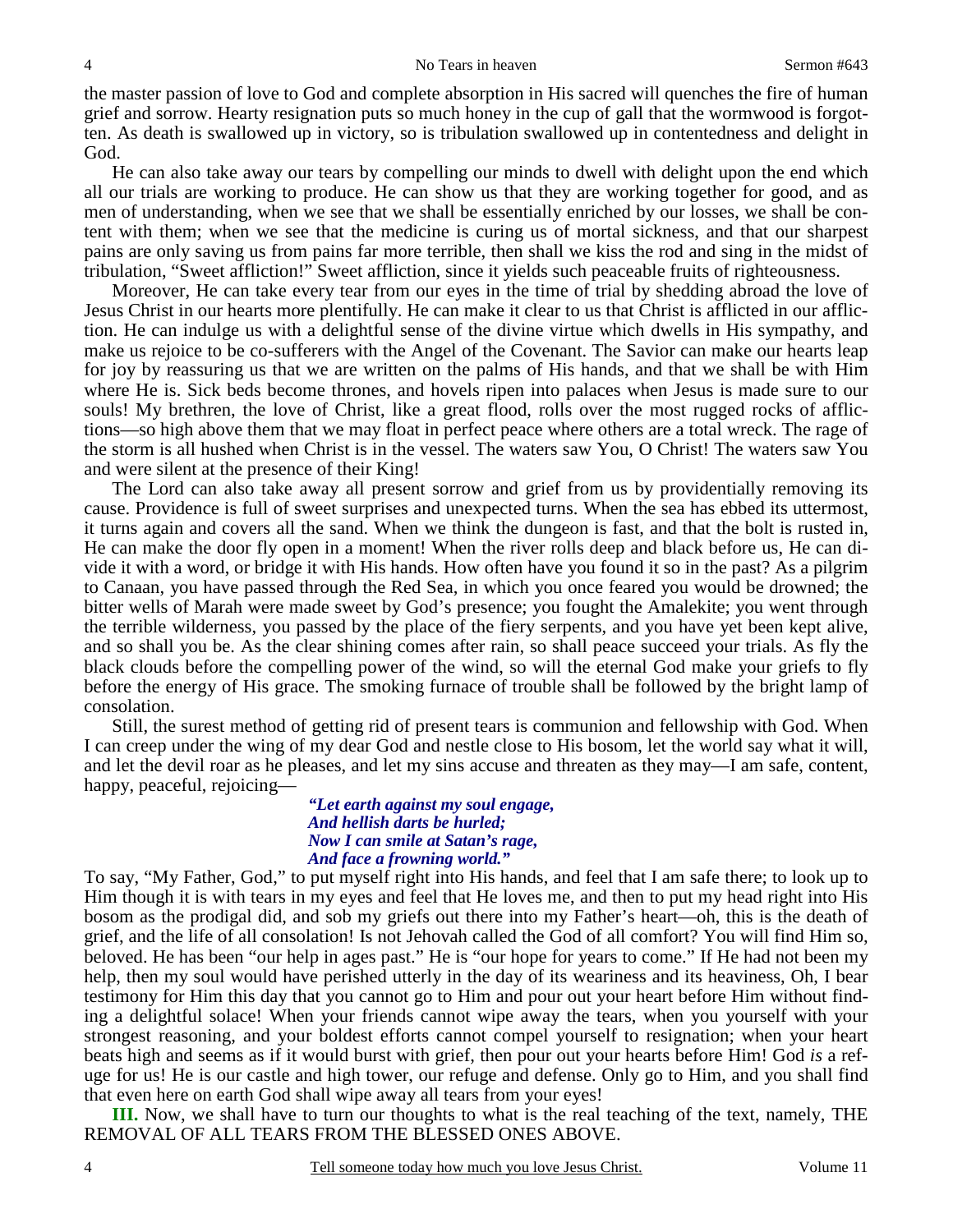the master passion of love to God and complete absorption in His sacred will quenches the fire of human grief and sorrow. Hearty resignation puts so much honey in the cup of gall that the wormwood is forgotten. As death is swallowed up in victory, so is tribulation swallowed up in contentedness and delight in God.

He can also take away our tears by compelling our minds to dwell with delight upon the end which all our trials are working to produce. He can show us that they are working together for good, and as men of understanding, when we see that we shall be essentially enriched by our losses, we shall be content with them; when we see that the medicine is curing us of mortal sickness, and that our sharpest pains are only saving us from pains far more terrible, then shall we kiss the rod and sing in the midst of tribulation, "Sweet affliction!" Sweet affliction, since it yields such peaceable fruits of righteousness.

Moreover, He can take every tear from our eyes in the time of trial by shedding abroad the love of Jesus Christ in our hearts more plentifully. He can make it clear to us that Christ is afflicted in our affliction. He can indulge us with a delightful sense of the divine virtue which dwells in His sympathy, and make us rejoice to be co-sufferers with the Angel of the Covenant. The Savior can make our hearts leap for joy by reassuring us that we are written on the palms of His hands, and that we shall be with Him where He is. Sick beds become thrones, and hovels ripen into palaces when Jesus is made sure to our souls! My brethren, the love of Christ, like a great flood, rolls over the most rugged rocks of afflictions—so high above them that we may float in perfect peace where others are a total wreck. The rage of the storm is all hushed when Christ is in the vessel. The waters saw You, O Christ! The waters saw You and were silent at the presence of their King!

The Lord can also take away all present sorrow and grief from us by providentially removing its cause. Providence is full of sweet surprises and unexpected turns. When the sea has ebbed its uttermost, it turns again and covers all the sand. When we think the dungeon is fast, and that the bolt is rusted in, He can make the door fly open in a moment! When the river rolls deep and black before us, He can divide it with a word, or bridge it with His hands. How often have you found it so in the past? As a pilgrim to Canaan, you have passed through the Red Sea, in which you once feared you would be drowned; the bitter wells of Marah were made sweet by God's presence; you fought the Amalekite; you went through the terrible wilderness, you passed by the place of the fiery serpents, and you have yet been kept alive, and so shall you be. As the clear shining comes after rain, so shall peace succeed your trials. As fly the black clouds before the compelling power of the wind, so will the eternal God make your griefs to fly before the energy of His grace. The smoking furnace of trouble shall be followed by the bright lamp of consolation.

Still, the surest method of getting rid of present tears is communion and fellowship with God. When I can creep under the wing of my dear God and nestle close to His bosom, let the world say what it will, and let the devil roar as he pleases, and let my sins accuse and threaten as they may—I am safe, content, happy, peaceful, rejoicing—

> ***"Let earth against my soul engage,***
> ***And hellish darts be hurled;***
> ***Now I can smile at Satan's rage,***
> ***And face a frowning world."***

To say, "My Father, God," to put myself right into His hands, and feel that I am safe there; to look up to Him though it is with tears in my eyes and feel that He loves me, and then to put my head right into His bosom as the prodigal did, and sob my griefs out there into my Father's heart—oh, this is the death of grief, and the life of all consolation! Is not Jehovah called the God of all comfort? You will find Him so, beloved. He has been "our help in ages past." He is "our hope for years to come." If He had not been my help, then my soul would have perished utterly in the day of its weariness and its heaviness, Oh, I bear testimony for Him this day that you cannot go to Him and pour out your heart before Him without finding a delightful solace! When your friends cannot wipe away the tears, when you yourself with your strongest reasoning, and your boldest efforts cannot compel yourself to resignation; when your heart beats high and seems as if it would burst with grief, then pour out your hearts before Him! God *is* a refuge for us! He is our castle and high tower, our refuge and defense. Only go to Him, and you shall find that even here on earth God shall wipe away all tears from your eyes!

**III.** Now, we shall have to turn our thoughts to what is the real teaching of the text, namely, THE REMOVAL OF ALL TEARS FROM THE BLESSED ONES ABOVE.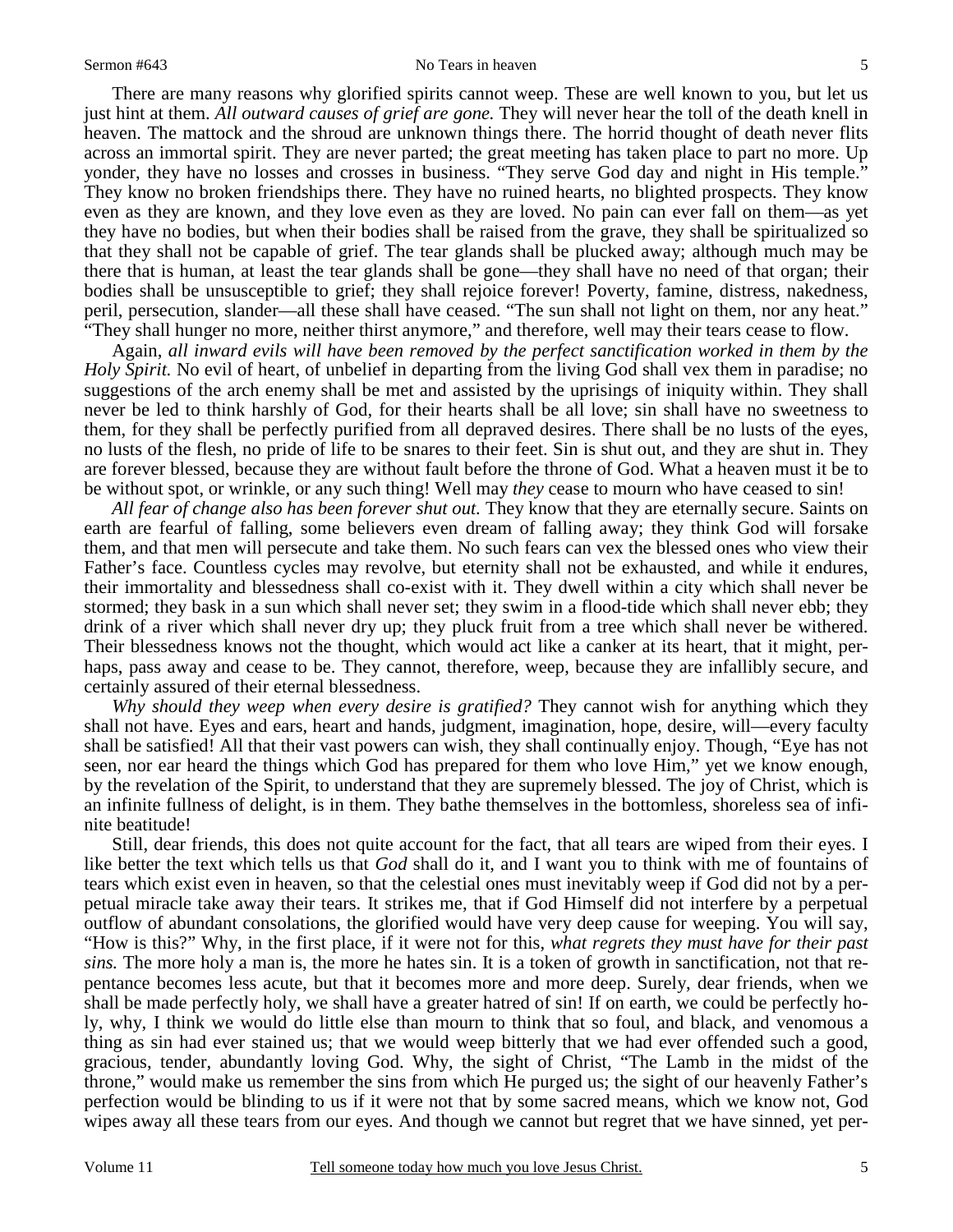There are many reasons why glorified spirits cannot weep. These are well known to you, but let us just hint at them. *All outward causes of grief are gone.* They will never hear the toll of the death knell in heaven. The mattock and the shroud are unknown things there. The horrid thought of death never flits across an immortal spirit. They are never parted; the great meeting has taken place to part no more. Up yonder, they have no losses and crosses in business. "They serve God day and night in His temple." They know no broken friendships there. They have no ruined hearts, no blighted prospects. They know even as they are known, and they love even as they are loved. No pain can ever fall on them—as yet they have no bodies, but when their bodies shall be raised from the grave, they shall be spiritualized so that they shall not be capable of grief. The tear glands shall be plucked away; although much may be there that is human, at least the tear glands shall be gone—they shall have no need of that organ; their bodies shall be unsusceptible to grief; they shall rejoice forever! Poverty, famine, distress, nakedness, peril, persecution, slander—all these shall have ceased. "The sun shall not light on them, nor any heat." "They shall hunger no more, neither thirst anymore," and therefore, well may their tears cease to flow.

Again, *all inward evils will have been removed by the perfect sanctification worked in them by the Holy Spirit.* No evil of heart, of unbelief in departing from the living God shall vex them in paradise; no suggestions of the arch enemy shall be met and assisted by the uprisings of iniquity within. They shall never be led to think harshly of God, for their hearts shall be all love; sin shall have no sweetness to them, for they shall be perfectly purified from all depraved desires. There shall be no lusts of the eyes, no lusts of the flesh, no pride of life to be snares to their feet. Sin is shut out, and they are shut in. They are forever blessed, because they are without fault before the throne of God. What a heaven must it be to be without spot, or wrinkle, or any such thing! Well may *they* cease to mourn who have ceased to sin!

*All fear of change also has been forever shut out.* They know that they are eternally secure. Saints on earth are fearful of falling, some believers even dream of falling away; they think God will forsake them, and that men will persecute and take them. No such fears can vex the blessed ones who view their Father's face. Countless cycles may revolve, but eternity shall not be exhausted, and while it endures, their immortality and blessedness shall co-exist with it. They dwell within a city which shall never be stormed; they bask in a sun which shall never set; they swim in a flood-tide which shall never ebb; they drink of a river which shall never dry up; they pluck fruit from a tree which shall never be withered. Their blessedness knows not the thought, which would act like a canker at its heart, that it might, perhaps, pass away and cease to be. They cannot, therefore, weep, because they are infallibly secure, and certainly assured of their eternal blessedness.

*Why should they weep when every desire is gratified?* They cannot wish for anything which they shall not have. Eyes and ears, heart and hands, judgment, imagination, hope, desire, will—every faculty shall be satisfied! All that their vast powers can wish, they shall continually enjoy. Though, "Eye has not seen, nor ear heard the things which God has prepared for them who love Him," yet we know enough, by the revelation of the Spirit, to understand that they are supremely blessed. The joy of Christ, which is an infinite fullness of delight, is in them. They bathe themselves in the bottomless, shoreless sea of infinite beatitude!

Still, dear friends, this does not quite account for the fact, that all tears are wiped from their eyes. I like better the text which tells us that *God* shall do it, and I want you to think with me of fountains of tears which exist even in heaven, so that the celestial ones must inevitably weep if God did not by a perpetual miracle take away their tears. It strikes me, that if God Himself did not interfere by a perpetual outflow of abundant consolations, the glorified would have very deep cause for weeping. You will say, "How is this?" Why, in the first place, if it were not for this, *what regrets they must have for their past sins.* The more holy a man is, the more he hates sin. It is a token of growth in sanctification, not that repentance becomes less acute, but that it becomes more and more deep. Surely, dear friends, when we shall be made perfectly holy, we shall have a greater hatred of sin! If on earth, we could be perfectly holy, why, I think we would do little else than mourn to think that so foul, and black, and venomous a thing as sin had ever stained us; that we would weep bitterly that we had ever offended such a good, gracious, tender, abundantly loving God. Why, the sight of Christ, "The Lamb in the midst of the throne," would make us remember the sins from which He purged us; the sight of our heavenly Father's perfection would be blinding to us if it were not that by some sacred means, which we know not, God wipes away all these tears from our eyes. And though we cannot but regret that we have sinned, yet per-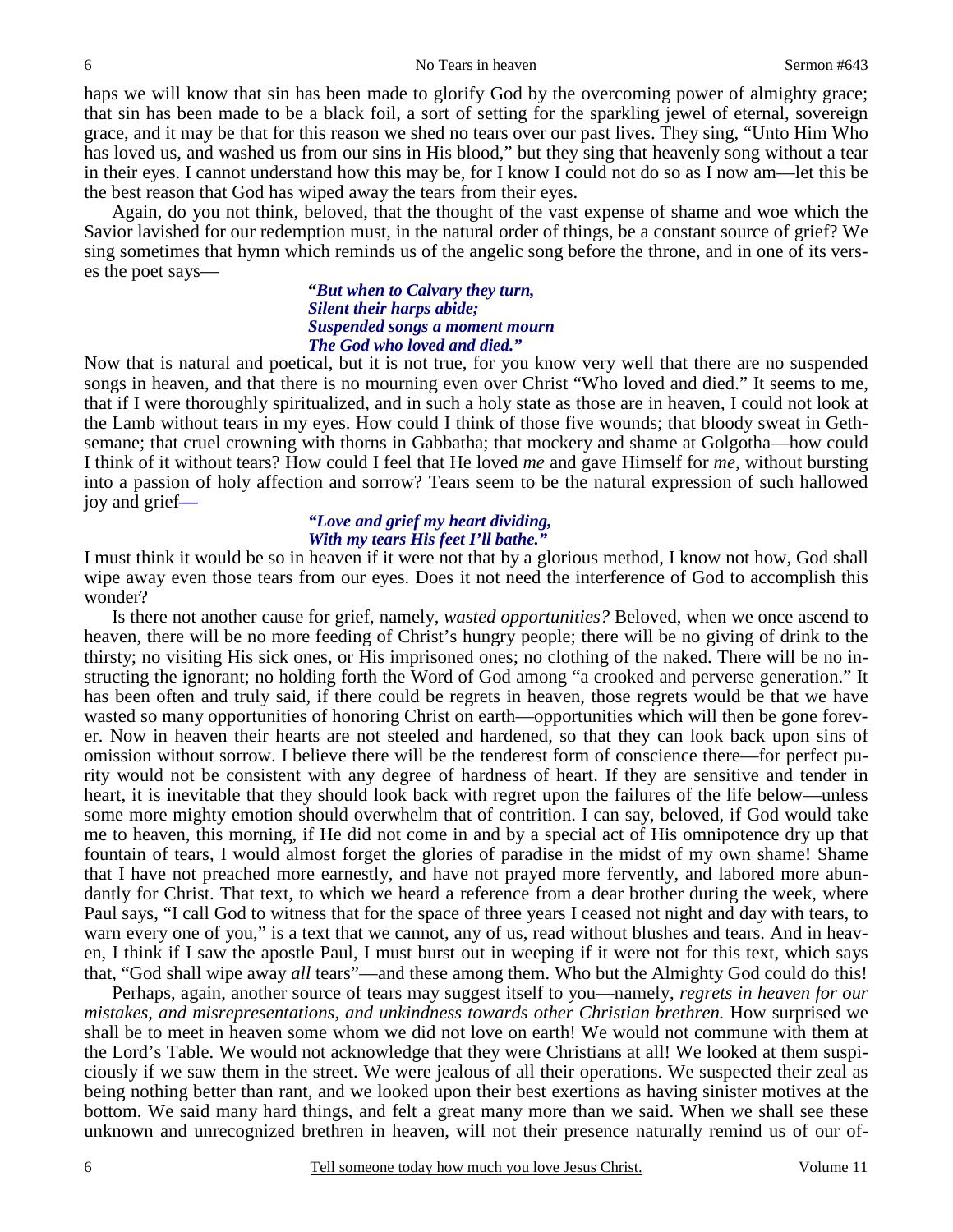haps we will know that sin has been made to glorify God by the overcoming power of almighty grace; that sin has been made to be a black foil, a sort of setting for the sparkling jewel of eternal, sovereign grace, and it may be that for this reason we shed no tears over our past lives. They sing, "Unto Him Who has loved us, and washed us from our sins in His blood," but they sing that heavenly song without a tear in their eyes. I cannot understand how this may be, for I know I could not do so as I now am—let this be the best reason that God has wiped away the tears from their eyes.

Again, do you not think, beloved, that the thought of the vast expense of shame and woe which the Savior lavished for our redemption must, in the natural order of things, be a constant source of grief? We sing sometimes that hymn which reminds us of the angelic song before the throne, and in one of its verses the poet says—

> ***"But when to Calvary they turn,***
> ***Silent their harps abide;***
> ***Suspended songs a moment mourn***
> ***The God who loved and died."***

Now that is natural and poetical, but it is not true, for you know very well that there are no suspended songs in heaven, and that there is no mourning even over Christ "Who loved and died." It seems to me, that if I were thoroughly spiritualized, and in such a holy state as those are in heaven, I could not look at the Lamb without tears in my eyes. How could I think of those five wounds; that bloody sweat in Gethsemane; that cruel crowning with thorns in Gabbatha; that mockery and shame at Golgotha—how could I think of it without tears? How could I feel that He loved *me* and gave Himself for *me*, without bursting into a passion of holy affection and sorrow? Tears seem to be the natural expression of such hallowed joy and grief—

> ***"Love and grief my heart dividing,***
> ***With my tears His feet I'll bathe."***

I must think it would be so in heaven if it were not that by a glorious method, I know not how, God shall wipe away even those tears from our eyes. Does it not need the interference of God to accomplish this wonder?

Is there not another cause for grief, namely, *wasted opportunities?* Beloved, when we once ascend to heaven, there will be no more feeding of Christ's hungry people; there will be no giving of drink to the thirsty; no visiting His sick ones, or His imprisoned ones; no clothing of the naked. There will be no instructing the ignorant; no holding forth the Word of God among "a crooked and perverse generation." It has been often and truly said, if there could be regrets in heaven, those regrets would be that we have wasted so many opportunities of honoring Christ on earth—opportunities which will then be gone forever. Now in heaven their hearts are not steeled and hardened, so that they can look back upon sins of omission without sorrow. I believe there will be the tenderest form of conscience there—for perfect purity would not be consistent with any degree of hardness of heart. If they are sensitive and tender in heart, it is inevitable that they should look back with regret upon the failures of the life below—unless some more mighty emotion should overwhelm that of contrition. I can say, beloved, if God would take me to heaven, this morning, if He did not come in and by a special act of His omnipotence dry up that fountain of tears, I would almost forget the glories of paradise in the midst of my own shame! Shame that I have not preached more earnestly, and have not prayed more fervently, and labored more abundantly for Christ. That text, to which we heard a reference from a dear brother during the week, where Paul says, "I call God to witness that for the space of three years I ceased not night and day with tears, to warn every one of you," is a text that we cannot, any of us, read without blushes and tears. And in heaven, I think if I saw the apostle Paul, I must burst out in weeping if it were not for this text, which says that, "God shall wipe away *all* tears"—and these among them. Who but the Almighty God could do this!

Perhaps, again, another source of tears may suggest itself to you—namely, *regrets in heaven for our mistakes, and misrepresentations, and unkindness towards other Christian brethren.* How surprised we shall be to meet in heaven some whom we did not love on earth! We would not commune with them at the Lord's Table. We would not acknowledge that they were Christians at all! We looked at them suspiciously if we saw them in the street. We were jealous of all their operations. We suspected their zeal as being nothing better than rant, and we looked upon their best exertions as having sinister motives at the bottom. We said many hard things, and felt a great many more than we said. When we shall see these unknown and unrecognized brethren in heaven, will not their presence naturally remind us of our of-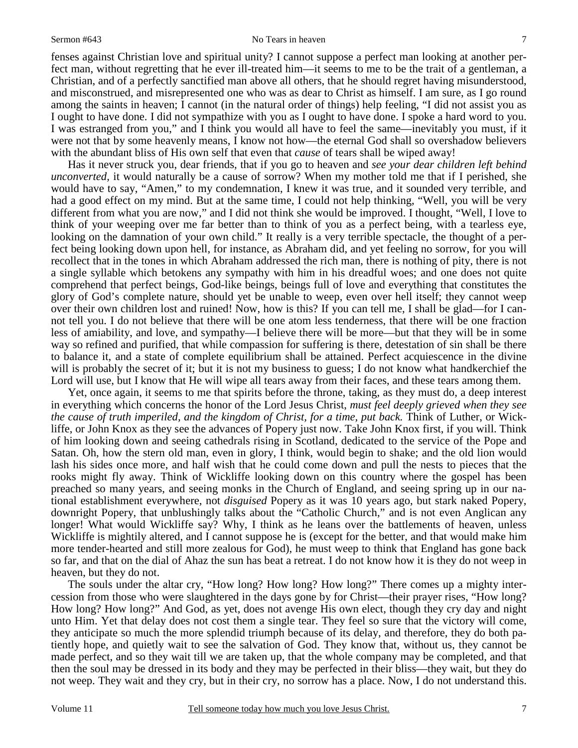fenses against Christian love and spiritual unity? I cannot suppose a perfect man looking at another perfect man, without regretting that he ever ill-treated him—it seems to me to be the trait of a gentleman, a Christian, and of a perfectly sanctified man above all others, that he should regret having misunderstood, and misconstrued, and misrepresented one who was as dear to Christ as himself. I am sure, as I go round among the saints in heaven; I cannot (in the natural order of things) help feeling, "I did not assist you as I ought to have done. I did not sympathize with you as I ought to have done. I spoke a hard word to you. I was estranged from you," and I think you would all have to feel the same—inevitably you must, if it were not that by some heavenly means, I know not how—the eternal God shall so overshadow believers with the abundant bliss of His own self that even that *cause* of tears shall be wiped away!

Has it never struck you, dear friends, that if you go to heaven and *see your dear children left behind unconverted,* it would naturally be a cause of sorrow? When my mother told me that if I perished, she would have to say, "Amen," to my condemnation, I knew it was true, and it sounded very terrible, and had a good effect on my mind. But at the same time, I could not help thinking, "Well, you will be very different from what you are now," and I did not think she would be improved. I thought, "Well, I love to think of your weeping over me far better than to think of you as a perfect being, with a tearless eye, looking on the damnation of your own child." It really is a very terrible spectacle, the thought of a perfect being looking down upon hell, for instance, as Abraham did, and yet feeling no sorrow, for you will recollect that in the tones in which Abraham addressed the rich man, there is nothing of pity, there is not a single syllable which betokens any sympathy with him in his dreadful woes; and one does not quite comprehend that perfect beings, God-like beings, beings full of love and everything that constitutes the glory of God's complete nature, should yet be unable to weep, even over hell itself; they cannot weep over their own children lost and ruined! Now, how is this? If you can tell me, I shall be glad—for I cannot tell you. I do not believe that there will be one atom less tenderness, that there will be one fraction less of amiability, and love, and sympathy—I believe there will be more—but that they will be in some way so refined and purified, that while compassion for suffering is there, detestation of sin shall be there to balance it, and a state of complete equilibrium shall be attained. Perfect acquiescence in the divine will is probably the secret of it; but it is not my business to guess; I do not know what handkerchief the Lord will use, but I know that He will wipe all tears away from their faces, and these tears among them.

Yet, once again, it seems to me that spirits before the throne, taking, as they must do, a deep interest in everything which concerns the honor of the Lord Jesus Christ, *must feel deeply grieved when they see the cause of truth imperiled, and the kingdom of Christ, for a time, put back.* Think of Luther, or Wickliffe, or John Knox as they see the advances of Popery just now. Take John Knox first, if you will. Think of him looking down and seeing cathedrals rising in Scotland, dedicated to the service of the Pope and Satan. Oh, how the stern old man, even in glory, I think, would begin to shake; and the old lion would lash his sides once more, and half wish that he could come down and pull the nests to pieces that the rooks might fly away. Think of Wickliffe looking down on this country where the gospel has been preached so many years, and seeing monks in the Church of England, and seeing spring up in our national establishment everywhere, not *disguised* Popery as it was 10 years ago, but stark naked Popery, downright Popery, that unblushingly talks about the "Catholic Church," and is not even Anglican any longer! What would Wickliffe say? Why, I think as he leans over the battlements of heaven, unless Wickliffe is mightily altered, and I cannot suppose he is (except for the better, and that would make him more tender-hearted and still more zealous for God), he must weep to think that England has gone back so far, and that on the dial of Ahaz the sun has beat a retreat. I do not know how it is they do not weep in heaven, but they do not.

The souls under the altar cry, "How long? How long? How long?" There comes up a mighty intercession from those who were slaughtered in the days gone by for Christ—their prayer rises, "How long? How long? How long?" And God, as yet, does not avenge His own elect, though they cry day and night unto Him. Yet that delay does not cost them a single tear. They feel so sure that the victory will come, they anticipate so much the more splendid triumph because of its delay, and therefore, they do both patiently hope, and quietly wait to see the salvation of God. They know that, without us, they cannot be made perfect, and so they wait till we are taken up, that the whole company may be completed, and that then the soul may be dressed in its body and they may be perfected in their bliss—they wait, but they do not weep. They wait and they cry, but in their cry, no sorrow has a place. Now, I do not understand this.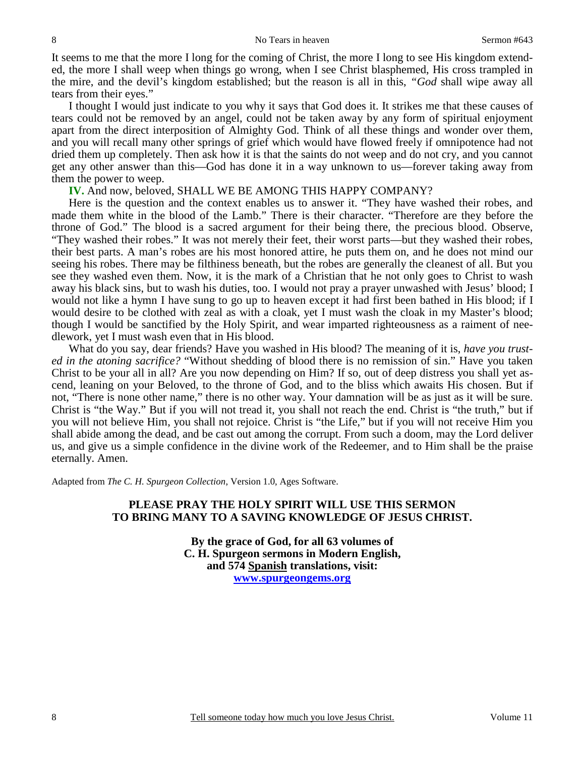It seems to me that the more I long for the coming of Christ, the more I long to see His kingdom extended, the more I shall weep when things go wrong, when I see Christ blasphemed, His cross trampled in the mire, and the devil's kingdom established; but the reason is all in this, "*God* shall wipe away all tears from their eyes."

I thought I would just indicate to you why it says that God does it. It strikes me that these causes of tears could not be removed by an angel, could not be taken away by any form of spiritual enjoyment apart from the direct interposition of Almighty God. Think of all these things and wonder over them, and you will recall many other springs of grief which would have flowed freely if omnipotence had not dried them up completely. Then ask how it is that the saints do not weep and do not cry, and you cannot get any other answer than this—God has done it in a way unknown to us—forever taking away from them the power to weep.

**IV.** And now, beloved, SHALL WE BE AMONG THIS HAPPY COMPANY?

Here is the question and the context enables us to answer it. "They have washed their robes, and made them white in the blood of the Lamb." There is their character. "Therefore are they before the throne of God." The blood is a sacred argument for their being there, the precious blood. Observe, "They washed their robes." It was not merely their feet, their worst parts—but they washed their robes, their best parts. A man's robes are his most honored attire, he puts them on, and he does not mind our seeing his robes. There may be filthiness beneath, but the robes are generally the cleanest of all. But you see they washed even them. Now, it is the mark of a Christian that he not only goes to Christ to wash away his black sins, but to wash his duties, too. I would not pray a prayer unwashed with Jesus' blood; I would not like a hymn I have sung to go up to heaven except it had first been bathed in His blood; if I would desire to be clothed with zeal as with a cloak, yet I must wash the cloak in my Master's blood; though I would be sanctified by the Holy Spirit, and wear imparted righteousness as a raiment of needlework, yet I must wash even that in His blood.

What do you say, dear friends? Have you washed in His blood? The meaning of it is, *have you trusted in the atoning sacrifice?* "Without shedding of blood there is no remission of sin." Have you taken Christ to be your all in all? Are you now depending on Him? If so, out of deep distress you shall yet ascend, leaning on your Beloved, to the throne of God, and to the bliss which awaits His chosen. But if not, "There is none other name," there is no other way. Your damnation will be as just as it will be sure. Christ is "the Way." But if you will not tread it, you shall not reach the end. Christ is "the truth," but if you will not believe Him, you shall not rejoice. Christ is "the Life," but if you will not receive Him you shall abide among the dead, and be cast out among the corrupt. From such a doom, may the Lord deliver us, and give us a simple confidence in the divine work of the Redeemer, and to Him shall be the praise eternally. Amen.

Adapted from *The C. H. Spurgeon Collection*, Version 1.0, Ages Software.

**PLEASE PRAY THE HOLY SPIRIT WILL USE THIS SERMON TO BRING MANY TO A SAVING KNOWLEDGE OF JESUS CHRIST.**

**By the grace of God, for all 63 volumes of C. H. Spurgeon sermons in Modern English, and 574 Spanish translations, visit: www.spurgeongems.org**

Tell someone today how much you love Jesus Christ.